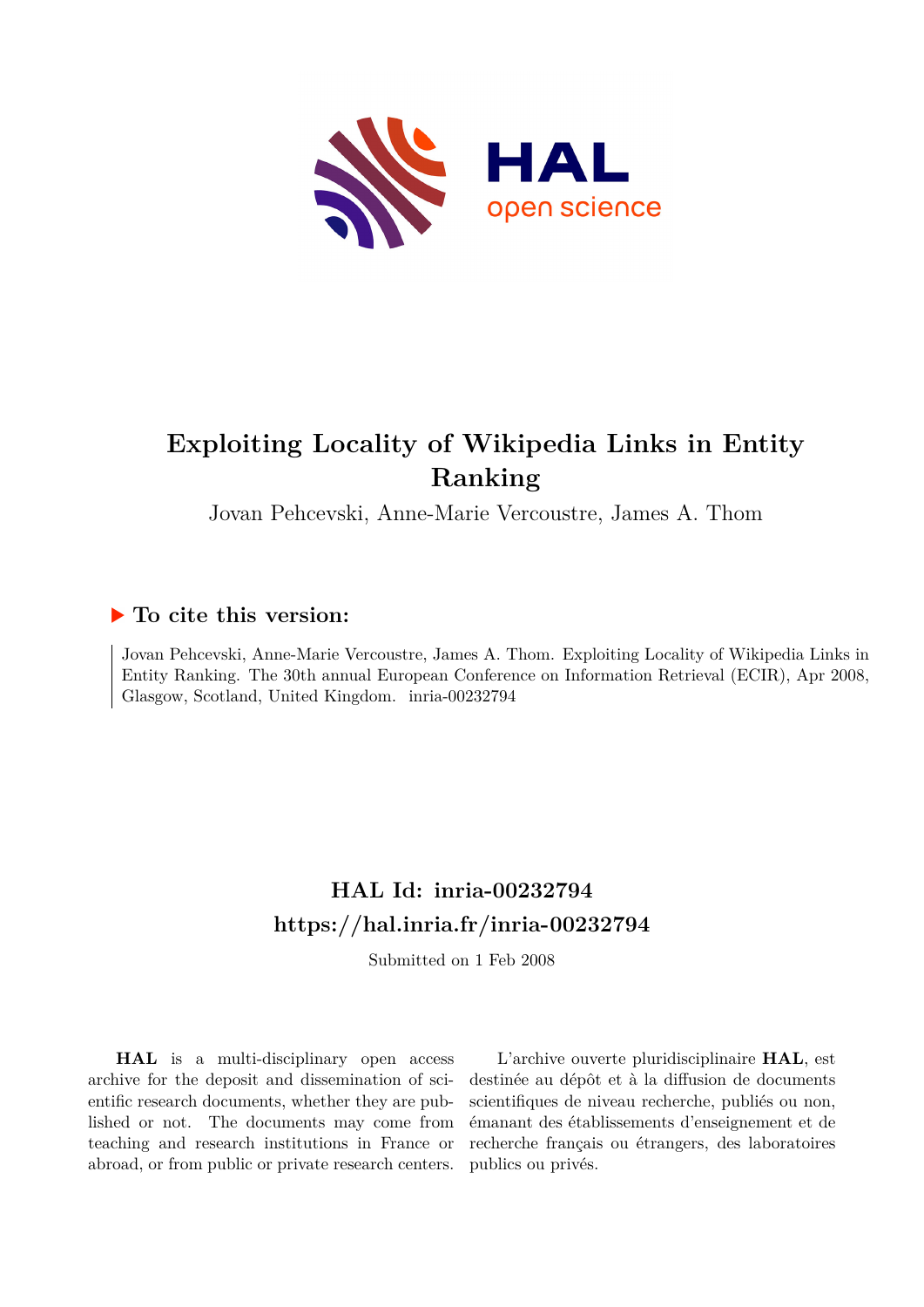# Exploiting Locality of Wikipedia Links in Entity Ranking

Jovan Pehcevski, Anne-Marie Vercoustre, James A. Thom

## ▶ To cite this version:

Jovan Pehcevski, Anne-Marie Vercoustre, James A. Thom. Exploiting Locality of Wikipedia Links in Entity Ranking. The 30th annual European Conference on Information Retrieval (ECIR), Apr 2008, Glasgow, Scotland, United Kingdom. inria-00232794

## HAL Id: inria-00232794

## https://hal.inria.fr/inria-00232794

Submitted on 1 Feb 2008

**HAL** is a multi-disciplinary open access archive for the deposit and dissemination of scientific research documents, whether they are published or not. The documents may come from teaching and research institutions in France or abroad, or from public or private research centers.

L'archive ouverte pluridisciplinaire **HAL**, est destinée au dépôt et à la diffusion de documents scientifiques de niveau recherche, publiés ou non, émanant des établissements d'enseignement et de recherche français ou étrangers, des laboratoires publics ou privés.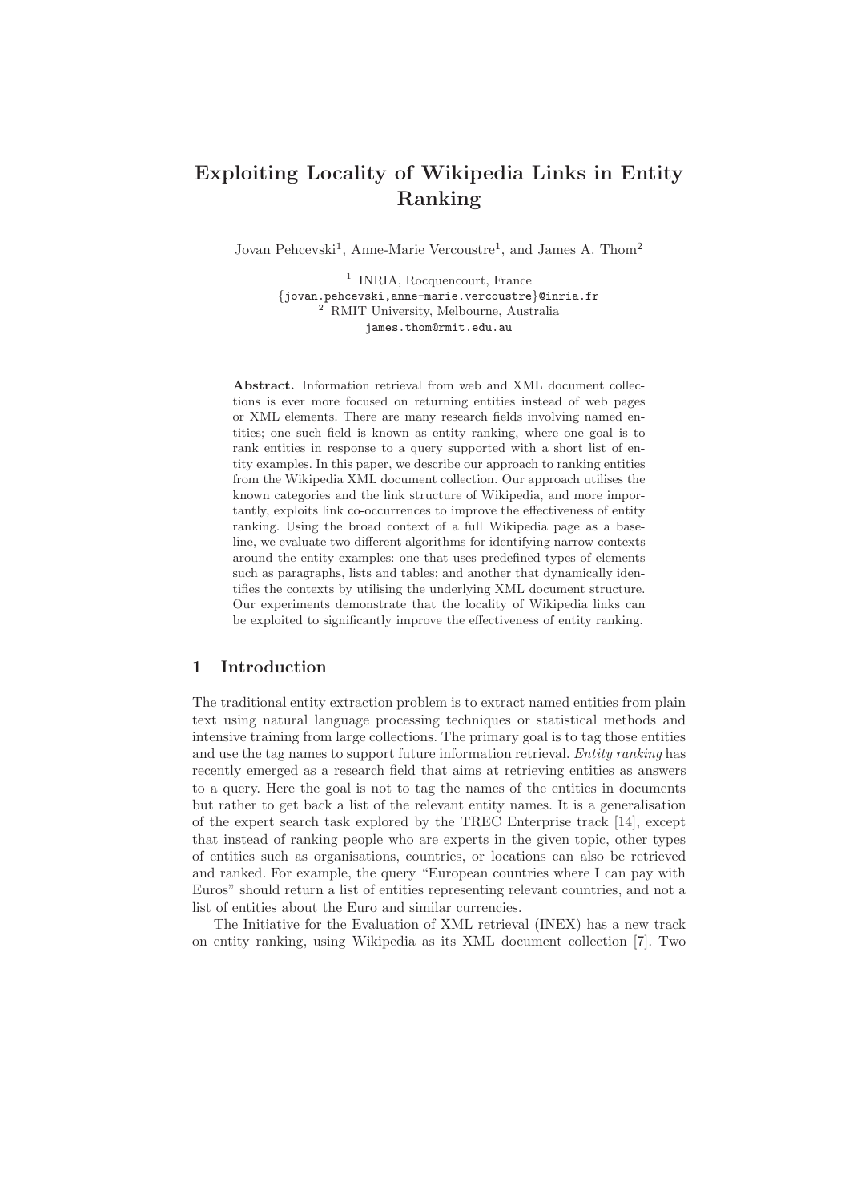# Exploiting Locality of Wikipedia Links in Entity Ranking

Jovan Pehcevski[1], Anne-Marie Vercoustre[1], and James A. Thom[2]

[1] INRIA, Rocquencourt, France
{jovan.pehcevski,anne-marie.vercoustre}@inria.fr
[2] RMIT University, Melbourne, Australia
james.thom@rmit.edu.au

**Abstract.** Information retrieval from web and XML document collections is ever more focused on returning entities instead of web pages or XML elements. There are many research fields involving named entities; one such field is known as entity ranking, where one goal is to rank entities in response to a query supported with a short list of entity examples. In this paper, we describe our approach to ranking entities from the Wikipedia XML document collection. Our approach utilises the known categories and the link structure of Wikipedia, and more importantly, exploits link co-occurrences to improve the effectiveness of entity ranking. Using the broad context of a full Wikipedia page as a baseline, we evaluate two different algorithms for identifying narrow contexts around the entity examples: one that uses predefined types of elements such as paragraphs, lists and tables; and another that dynamically identifies the contexts by utilising the underlying XML document structure. Our experiments demonstrate that the locality of Wikipedia links can be exploited to significantly improve the effectiveness of entity ranking.

## 1 Introduction

The traditional entity extraction problem is to extract named entities from plain text using natural language processing techniques or statistical methods and intensive training from large collections. The primary goal is to tag those entities and use the tag names to support future information retrieval. *Entity ranking* has recently emerged as a research field that aims at retrieving entities as answers to a query. Here the goal is not to tag the names of the entities in documents but rather to get back a list of the relevant entity names. It is a generalisation of the expert search task explored by the TREC Enterprise track [14], except that instead of ranking people who are experts in the given topic, other types of entities such as organisations, countries, or locations can also be retrieved and ranked. For example, the query "European countries where I can pay with Euros" should return a list of entities representing relevant countries, and not a list of entities about the Euro and similar currencies.

The Initiative for the Evaluation of XML retrieval (INEX) has a new track on entity ranking, using Wikipedia as its XML document collection [7]. Two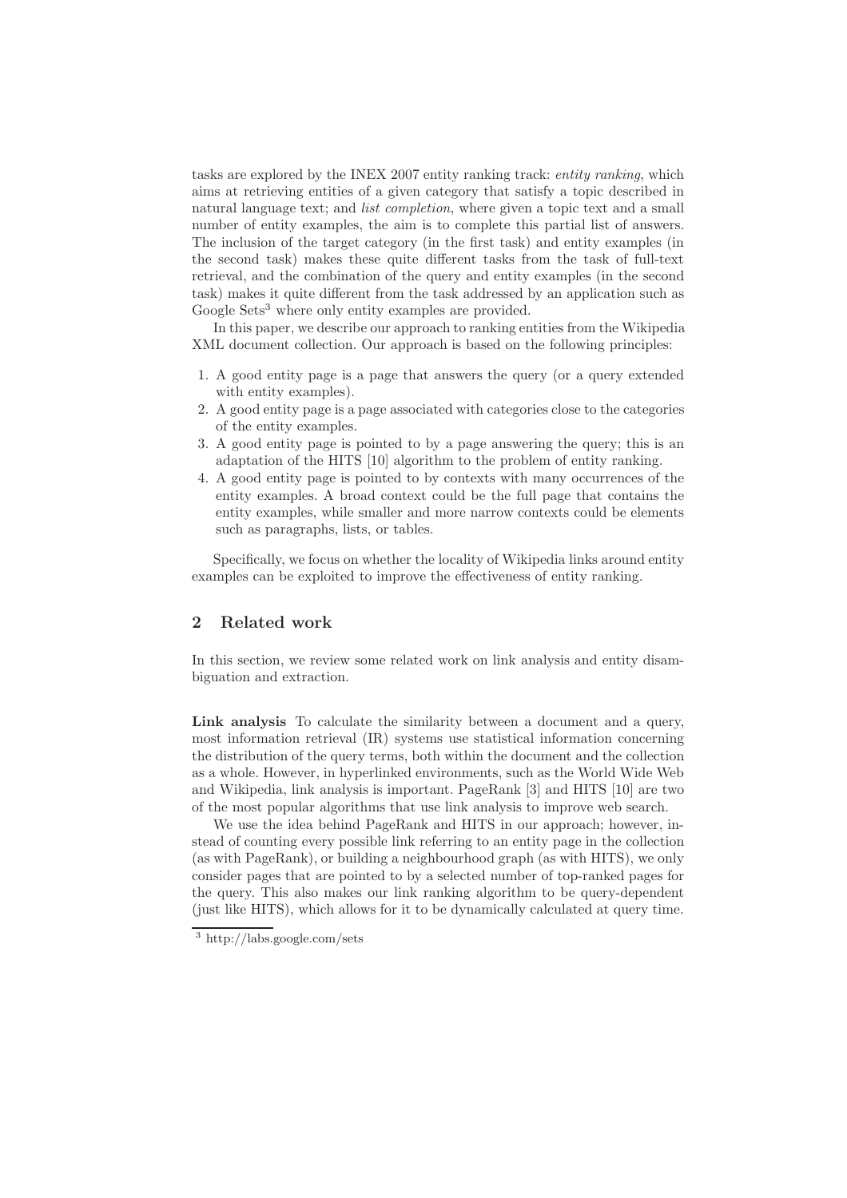tasks are explored by the INEX 2007 entity ranking track: *entity ranking*, which aims at retrieving entities of a given category that satisfy a topic described in natural language text; and *list completion*, where given a topic text and a small number of entity examples, the aim is to complete this partial list of answers. The inclusion of the target category (in the first task) and entity examples (in the second task) makes these quite different tasks from the task of full-text retrieval, and the combination of the query and entity examples (in the second task) makes it quite different from the task addressed by an application such as Google Sets[3] where only entity examples are provided.

In this paper, we describe our approach to ranking entities from the Wikipedia XML document collection. Our approach is based on the following principles:

1. A good entity page is a page that answers the query (or a query extended with entity examples).
2. A good entity page is a page associated with categories close to the categories of the entity examples.
3. A good entity page is pointed to by a page answering the query; this is an adaptation of the HITS [10] algorithm to the problem of entity ranking.
4. A good entity page is pointed to by contexts with many occurrences of the entity examples. A broad context could be the full page that contains the entity examples, while smaller and more narrow contexts could be elements such as paragraphs, lists, or tables.

Specifically, we focus on whether the locality of Wikipedia links around entity examples can be exploited to improve the effectiveness of entity ranking.

## 2 Related work

In this section, we review some related work on link analysis and entity disambiguation and extraction.

**Link analysis** To calculate the similarity between a document and a query, most information retrieval (IR) systems use statistical information concerning the distribution of the query terms, both within the document and the collection as a whole. However, in hyperlinked environments, such as the World Wide Web and Wikipedia, link analysis is important. PageRank [3] and HITS [10] are two of the most popular algorithms that use link analysis to improve web search.

We use the idea behind PageRank and HITS in our approach; however, instead of counting every possible link referring to an entity page in the collection (as with PageRank), or building a neighbourhood graph (as with HITS), we only consider pages that are pointed to by a selected number of top-ranked pages for the query. This also makes our link ranking algorithm to be query-dependent (just like HITS), which allows for it to be dynamically calculated at query time.

[3] http://labs.google.com/sets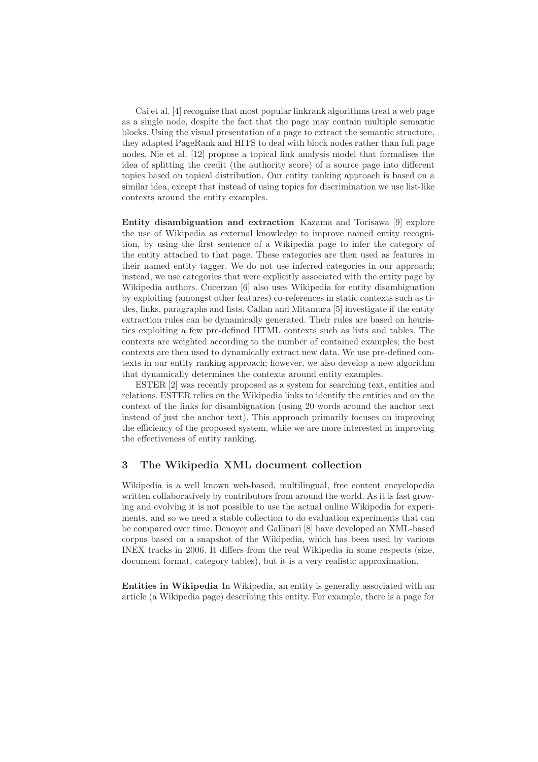Cai et al. [4] recognise that most popular linkrank algorithms treat a web page as a single node, despite the fact that the page may contain multiple semantic blocks. Using the visual presentation of a page to extract the semantic structure, they adapted PageRank and HITS to deal with block nodes rather than full page nodes. Nie et al. [12] propose a topical link analysis model that formalises the idea of splitting the credit (the authority score) of a source page into different topics based on topical distribution. Our entity ranking approach is based on a similar idea, except that instead of using topics for discrimination we use list-like contexts around the entity examples.

**Entity disambiguation and extraction** Kazama and Torisawa [9] explore the use of Wikipedia as external knowledge to improve named entity recognition, by using the first sentence of a Wikipedia page to infer the category of the entity attached to that page. These categories are then used as features in their named entity tagger. We do not use inferred categories in our approach; instead, we use categories that were explicitly associated with the entity page by Wikipedia authors. Cucerzan [6] also uses Wikipedia for entity disambiguation by exploiting (amongst other features) co-references in static contexts such as titles, links, paragraphs and lists. Callan and Mitamura [5] investigate if the entity extraction rules can be dynamically generated. Their rules are based on heuristics exploiting a few pre-defined HTML contexts such as lists and tables. The contexts are weighted according to the number of contained examples; the best contexts are then used to dynamically extract new data. We use pre-defined contexts in our entity ranking approach; however, we also develop a new algorithm that dynamically determines the contexts around entity examples.

ESTER [2] was recently proposed as a system for searching text, entities and relations. ESTER relies on the Wikipedia links to identify the entities and on the context of the links for disambiguation (using 20 words around the anchor text instead of just the anchor text). This approach primarily focuses on improving the efficiency of the proposed system, while we are more interested in improving the effectiveness of entity ranking.

## 3 The Wikipedia XML document collection

Wikipedia is a well known web-based, multilingual, free content encyclopedia written collaboratively by contributors from around the world. As it is fast growing and evolving it is not possible to use the actual online Wikipedia for experiments, and so we need a stable collection to do evaluation experiments that can be compared over time. Denoyer and Gallinari [8] have developed an XML-based corpus based on a snapshot of the Wikipedia, which has been used by various INEX tracks in 2006. It differs from the real Wikipedia in some respects (size, document format, category tables), but it is a very realistic approximation.

**Entities in Wikipedia** In Wikipedia, an entity is generally associated with an article (a Wikipedia page) describing this entity. For example, there is a page for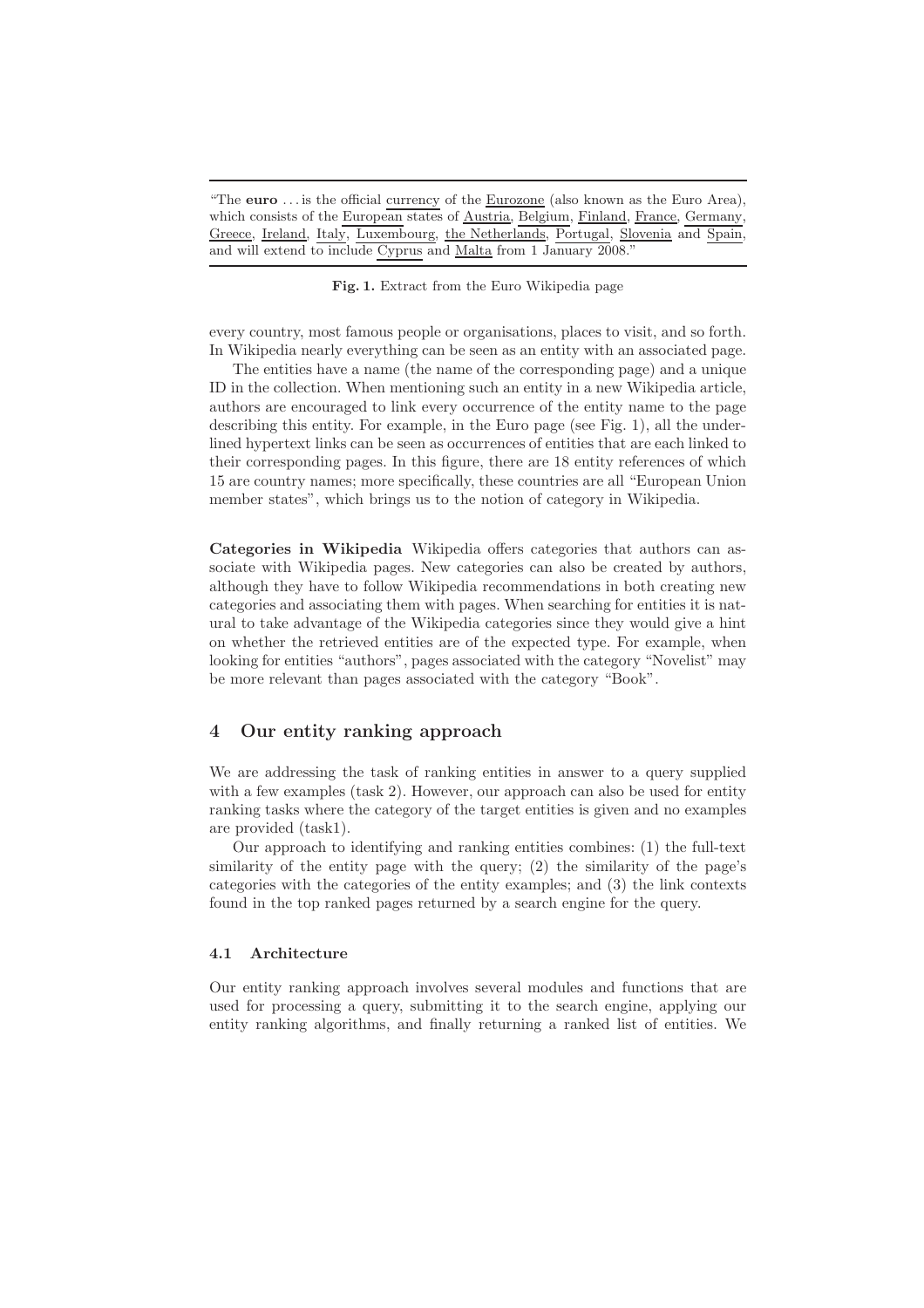"The **euro** . . . is the official currency of the Eurozone (also known as the Euro Area), which consists of the European states of Austria, Belgium, Finland, France, Germany, Greece, Ireland, Italy, Luxembourg, the Netherlands, Portugal, Slovenia and Spain, and will extend to include Cyprus and Malta from 1 January 2008."

**Fig. 1.** Extract from the Euro Wikipedia page

every country, most famous people or organisations, places to visit, and so forth. In Wikipedia nearly everything can be seen as an entity with an associated page.

The entities have a name (the name of the corresponding page) and a unique ID in the collection. When mentioning such an entity in a new Wikipedia article, authors are encouraged to link every occurrence of the entity name to the page describing this entity. For example, in the Euro page (see Fig. 1), all the underlined hypertext links can be seen as occurrences of entities that are each linked to their corresponding pages. In this figure, there are 18 entity references of which 15 are country names; more specifically, these countries are all "European Union member states", which brings us to the notion of category in Wikipedia.

**Categories in Wikipedia** Wikipedia offers categories that authors can associate with Wikipedia pages. New categories can also be created by authors, although they have to follow Wikipedia recommendations in both creating new categories and associating them with pages. When searching for entities it is natural to take advantage of the Wikipedia categories since they would give a hint on whether the retrieved entities are of the expected type. For example, when looking for entities "authors", pages associated with the category "Novelist" may be more relevant than pages associated with the category "Book".

## 4 Our entity ranking approach

We are addressing the task of ranking entities in answer to a query supplied with a few examples (task 2). However, our approach can also be used for entity ranking tasks where the category of the target entities is given and no examples are provided (task1).

Our approach to identifying and ranking entities combines: (1) the full-text similarity of the entity page with the query; (2) the similarity of the page's categories with the categories of the entity examples; and (3) the link contexts found in the top ranked pages returned by a search engine for the query.

### 4.1 Architecture

Our entity ranking approach involves several modules and functions that are used for processing a query, submitting it to the search engine, applying our entity ranking algorithms, and finally returning a ranked list of entities. We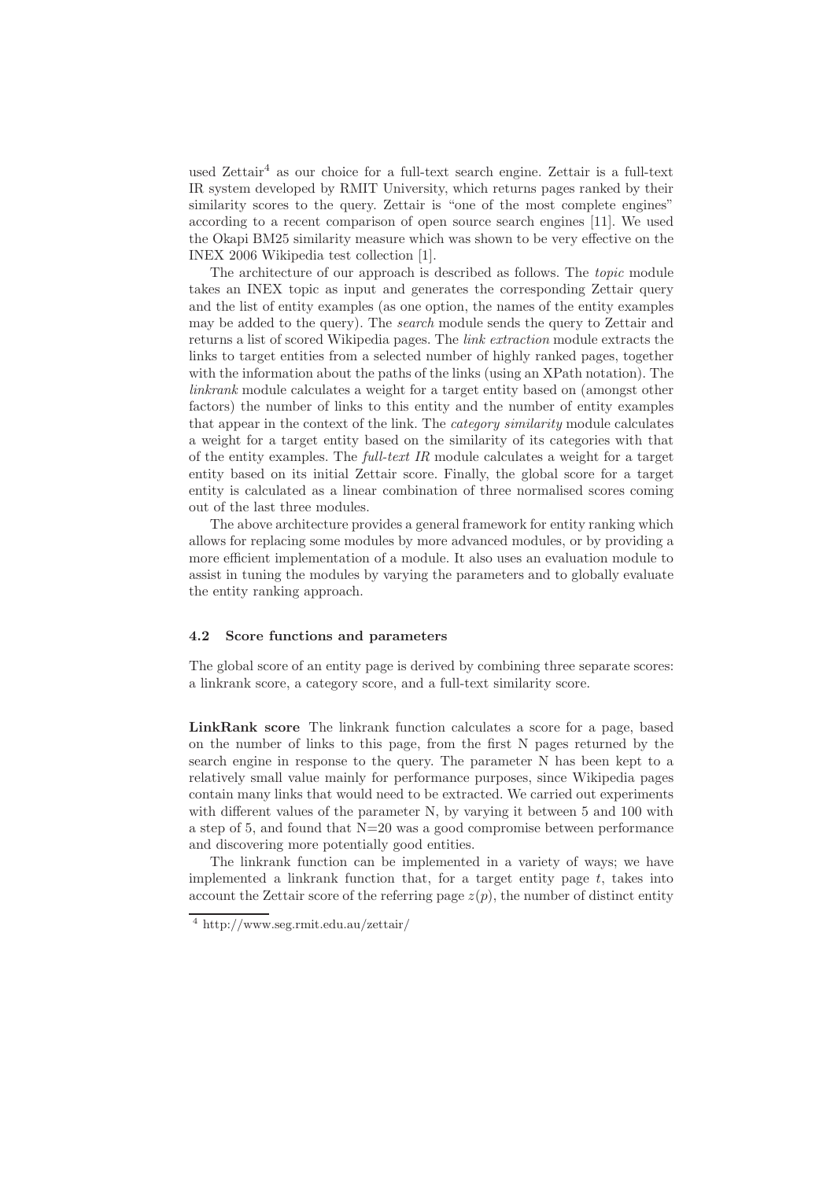used Zettair[4] as our choice for a full-text search engine. Zettair is a full-text IR system developed by RMIT University, which returns pages ranked by their similarity scores to the query. Zettair is "one of the most complete engines" according to a recent comparison of open source search engines [11]. We used the Okapi BM25 similarity measure which was shown to be very effective on the INEX 2006 Wikipedia test collection [1].

The architecture of our approach is described as follows. The *topic* module takes an INEX topic as input and generates the corresponding Zettair query and the list of entity examples (as one option, the names of the entity examples may be added to the query). The *search* module sends the query to Zettair and returns a list of scored Wikipedia pages. The *link extraction* module extracts the links to target entities from a selected number of highly ranked pages, together with the information about the paths of the links (using an XPath notation). The *linkrank* module calculates a weight for a target entity based on (amongst other factors) the number of links to this entity and the number of entity examples that appear in the context of the link. The *category similarity* module calculates a weight for a target entity based on the similarity of its categories with that of the entity examples. The *full-text IR* module calculates a weight for a target entity based on its initial Zettair score. Finally, the global score for a target entity is calculated as a linear combination of three normalised scores coming out of the last three modules.

The above architecture provides a general framework for entity ranking which allows for replacing some modules by more advanced modules, or by providing a more efficient implementation of a module. It also uses an evaluation module to assist in tuning the modules by varying the parameters and to globally evaluate the entity ranking approach.

### 4.2 Score functions and parameters

The global score of an entity page is derived by combining three separate scores: a linkrank score, a category score, and a full-text similarity score.

**LinkRank score** The linkrank function calculates a score for a page, based on the number of links to this page, from the first N pages returned by the search engine in response to the query. The parameter N has been kept to a relatively small value mainly for performance purposes, since Wikipedia pages contain many links that would need to be extracted. We carried out experiments with different values of the parameter N, by varying it between 5 and 100 with a step of 5, and found that N=20 was a good compromise between performance and discovering more potentially good entities.

The linkrank function can be implemented in a variety of ways; we have implemented a linkrank function that, for a target entity page $t$, takes into account the Zettair score of the referring page $z(p)$, the number of distinct entity

[4] http://www.seg.rmit.edu.au/zettair/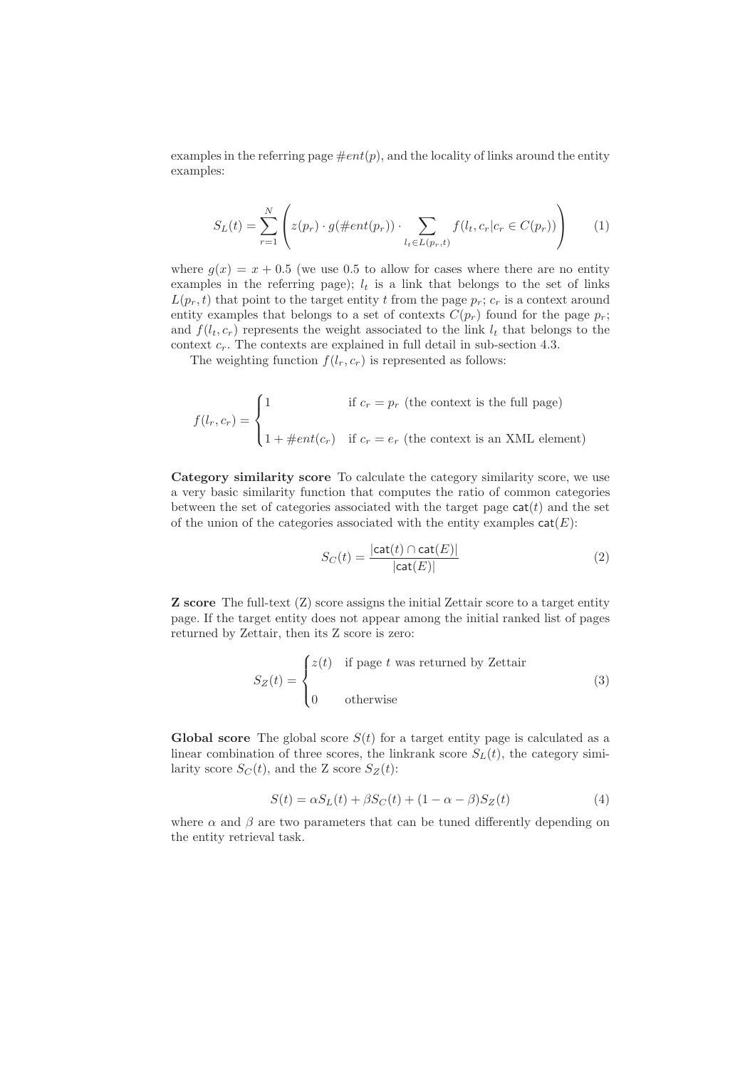examples in the referring page $\#ent(p)$, and the locality of links around the entity examples:

$$S_L(t) = \sum_{r=1}^{N} \left( z(p_r) \cdot g(\#ent(p_r)) \cdot \sum_{l_t \in L(p_r,t)} f(l_t, c_r | c_r \in C(p_r)) \right) \tag{1}$$

where $g(x) = x + 0.5$ (we use 0.5 to allow for cases where there are no entity examples in the referring page); $l_t$ is a link that belongs to the set of links $L(p_r, t)$ that point to the target entity $t$ from the page $p_r$; $c_r$ is a context around entity examples that belongs to a set of contexts $C(p_r)$ found for the page $p_r$; and $f(l_t, c_r)$ represents the weight associated to the link $l_t$ that belongs to the context $c_r$. The contexts are explained in full detail in sub-section 4.3.

The weighting function $f(l_r, c_r)$ is represented as follows:

$$f(l_r, c_r) = \begin{cases} 1 & \text{if } c_r = p_r \text{ (the context is the full page)} \\ 1 + \#ent(c_r) & \text{if } c_r = e_r \text{ (the context is an XML element)} \end{cases}$$

**Category similarity score** To calculate the category similarity score, we use a very basic similarity function that computes the ratio of common categories between the set of categories associated with the target page $\mathsf{cat}(t)$ and the set of the union of the categories associated with the entity examples $\mathsf{cat}(E)$:

$$S_C(t) = \frac{|\mathsf{cat}(t) \cap \mathsf{cat}(E)|}{|\mathsf{cat}(E)|} \tag{2}$$

**Z score** The full-text (Z) score assigns the initial Zettair score to a target entity page. If the target entity does not appear among the initial ranked list of pages returned by Zettair, then its Z score is zero:

$$S_Z(t) = \begin{cases} z(t) & \text{if page } t \text{ was returned by Zettair} \\ 0 & \text{otherwise} \end{cases} \tag{3}$$

**Global score** The global score $S(t)$ for a target entity page is calculated as a linear combination of three scores, the linkrank score $S_L(t)$, the category similarity score $S_C(t)$, and the Z score $S_Z(t)$:

$$S(t) = \alpha S_L(t) + \beta S_C(t) + (1 - \alpha - \beta) S_Z(t) \tag{4}$$

where $\alpha$ and $\beta$ are two parameters that can be tuned differently depending on the entity retrieval task.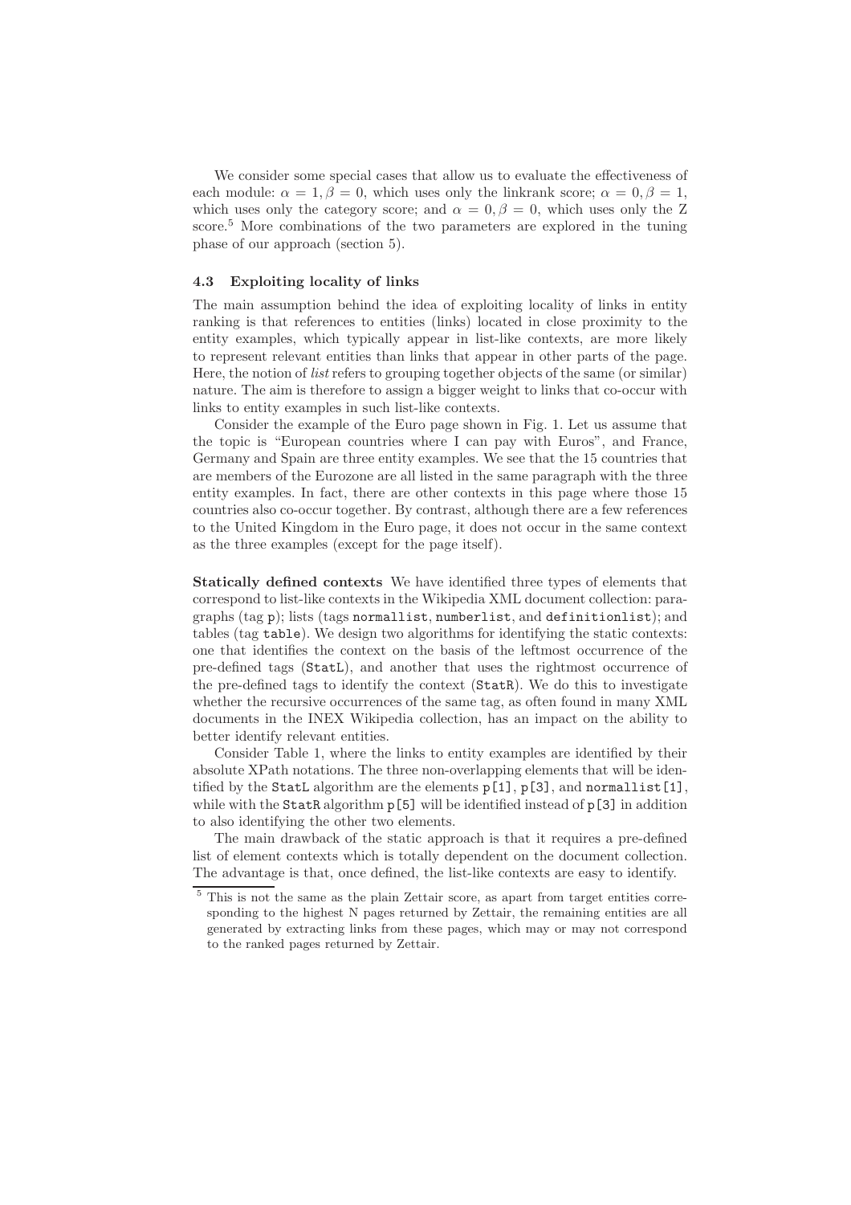We consider some special cases that allow us to evaluate the effectiveness of each module: $\alpha = 1, \beta = 0$, which uses only the linkrank score; $\alpha = 0, \beta = 1$, which uses only the category score; and $\alpha = 0, \beta = 0$, which uses only the Z score.[5] More combinations of the two parameters are explored in the tuning phase of our approach (section 5).

### 4.3 Exploiting locality of links

The main assumption behind the idea of exploiting locality of links in entity ranking is that references to entities (links) located in close proximity to the entity examples, which typically appear in list-like contexts, are more likely to represent relevant entities than links that appear in other parts of the page. Here, the notion of *list* refers to grouping together objects of the same (or similar) nature. The aim is therefore to assign a bigger weight to links that co-occur with links to entity examples in such list-like contexts.

Consider the example of the Euro page shown in Fig. 1. Let us assume that the topic is "European countries where I can pay with Euros", and France, Germany and Spain are three entity examples. We see that the 15 countries that are members of the Eurozone are all listed in the same paragraph with the three entity examples. In fact, there are other contexts in this page where those 15 countries also co-occur together. By contrast, although there are a few references to the United Kingdom in the Euro page, it does not occur in the same context as the three examples (except for the page itself).

**Statically defined contexts** We have identified three types of elements that correspond to list-like contexts in the Wikipedia XML document collection: paragraphs (tag `p`); lists (tags `normallist`, `numberlist`, and `definitionlist`); and tables (tag `table`). We design two algorithms for identifying the static contexts: one that identifies the context on the basis of the leftmost occurrence of the pre-defined tags (`StatL`), and another that uses the rightmost occurrence of the pre-defined tags to identify the context (`StatR`). We do this to investigate whether the recursive occurrences of the same tag, as often found in many XML documents in the INEX Wikipedia collection, has an impact on the ability to better identify relevant entities.

Consider Table 1, where the links to entity examples are identified by their absolute XPath notations. The three non-overlapping elements that will be identified by the `StatL` algorithm are the elements `p[1]`, `p[3]`, and `normallist[1]`, while with the `StatR` algorithm `p[5]` will be identified instead of `p[3]` in addition to also identifying the other two elements.

The main drawback of the static approach is that it requires a pre-defined list of element contexts which is totally dependent on the document collection. The advantage is that, once defined, the list-like contexts are easy to identify.

---

[5] This is not the same as the plain Zettair score, as apart from target entities corresponding to the highest N pages returned by Zettair, the remaining entities are all generated by extracting links from these pages, which may or may not correspond to the ranked pages returned by Zettair.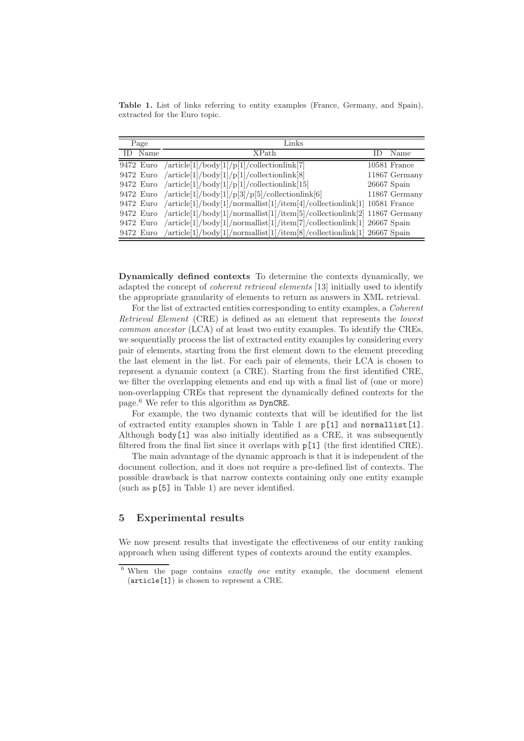**Table 1.** List of links referring to entity examples (France, Germany, and Spain), extracted for the Euro topic.

| Page | | Links | | |
|---|---|---|---|---|
| ID | Name | XPath | ID | Name |
| 9472 | Euro | /article[1]/body[1]/p[1]/collectionlink[7] | 10581 | France |
| 9472 | Euro | /article[1]/body[1]/p[1]/collectionlink[8] | 11867 | Germany |
| 9472 | Euro | /article[1]/body[1]/p[1]/collectionlink[15] | 26667 | Spain |
| 9472 | Euro | /article[1]/body[1]/p[3]/p[5]/collectionlink[6] | 11867 | Germany |
| 9472 | Euro | /article[1]/body[1]/normallist[1]/item[4]/collectionlink[1] | 10581 | France |
| 9472 | Euro | /article[1]/body[1]/normallist[1]/item[5]/collectionlink[2] | 11867 | Germany |
| 9472 | Euro | /article[1]/body[1]/normallist[1]/item[7]/collectionlink[1] | 26667 | Spain |
| 9472 | Euro | /article[1]/body[1]/normallist[1]/item[8]/collectionlink[1] | 26667 | Spain |

**Dynamically defined contexts** To determine the contexts dynamically, we adapted the concept of *coherent retrieval elements* [13] initially used to identify the appropriate granularity of elements to return as answers in XML retrieval.

For the list of extracted entities corresponding to entity examples, a *Coherent Retrieval Element* (CRE) is defined as an element that represents the *lowest common ancestor* (LCA) of at least two entity examples. To identify the CREs, we sequentially process the list of extracted entity examples by considering every pair of elements, starting from the first element down to the element preceding the last element in the list. For each pair of elements, their LCA is chosen to represent a dynamic context (a CRE). Starting from the first identified CRE, we filter the overlapping elements and end up with a final list of (one or more) non-overlapping CREs that represent the dynamically defined contexts for the page.[6] We refer to this algorithm as `DynCRE`.

For example, the two dynamic contexts that will be identified for the list of extracted entity examples shown in Table 1 are `p[1]` and `normallist[1]`. Although `body[1]` was also initially identified as a CRE, it was subsequently filtered from the final list since it overlaps with `p[1]` (the first identified CRE).

The main advantage of the dynamic approach is that it is independent of the document collection, and it does not require a pre-defined list of contexts. The possible drawback is that narrow contexts containing only one entity example (such as `p[5]` in Table 1) are never identified.

## 5 Experimental results

We now present results that investigate the effectiveness of our entity ranking approach when using different types of contexts around the entity examples.

[6] When the page contains *exactly one* entity example, the document element (`article[1]`) is chosen to represent a CRE.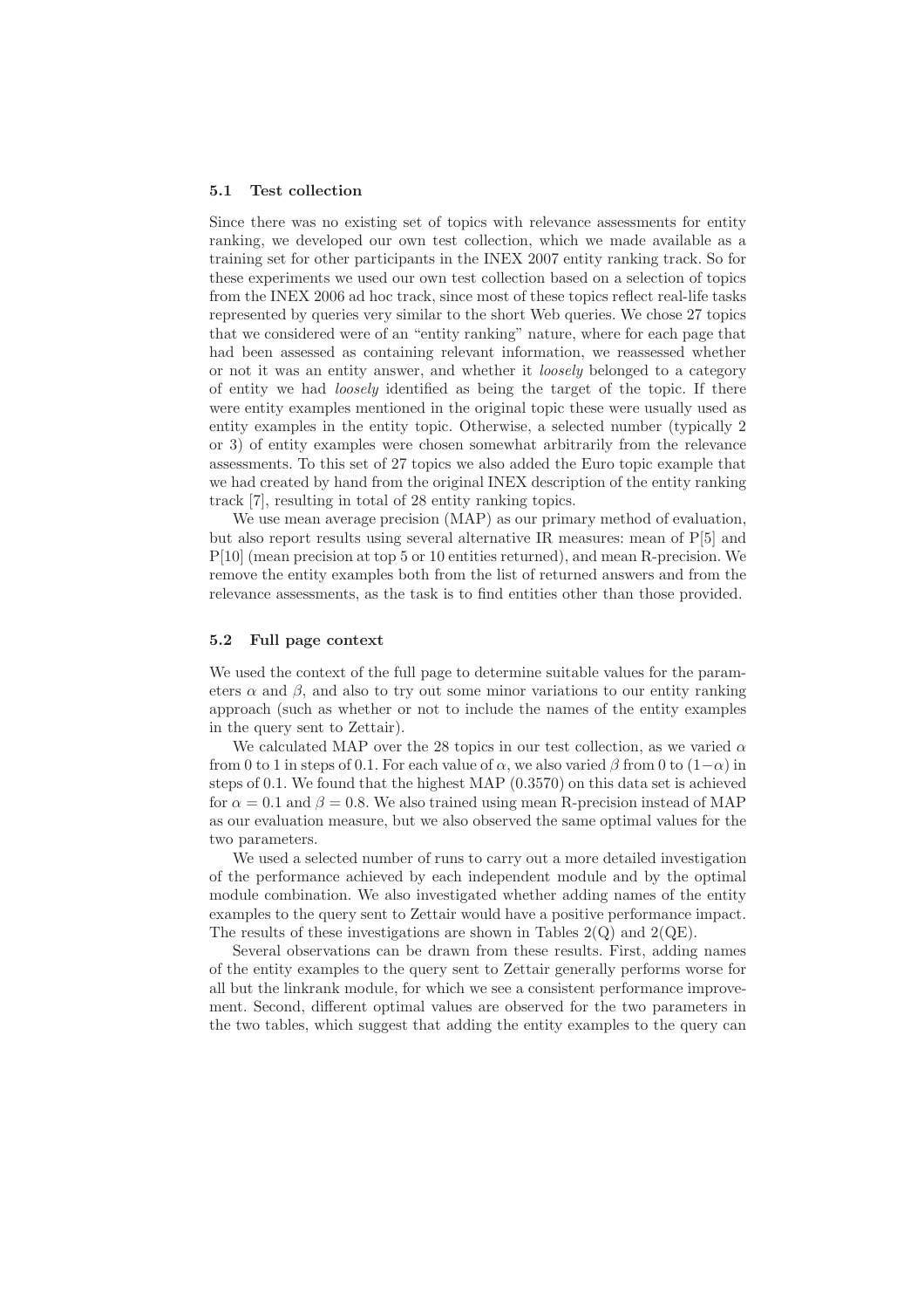### 5.1 Test collection

Since there was no existing set of topics with relevance assessments for entity ranking, we developed our own test collection, which we made available as a training set for other participants in the INEX 2007 entity ranking track. So for these experiments we used our own test collection based on a selection of topics from the INEX 2006 ad hoc track, since most of these topics reflect real-life tasks represented by queries very similar to the short Web queries. We chose 27 topics that we considered were of an "entity ranking" nature, where for each page that had been assessed as containing relevant information, we reassessed whether or not it was an entity answer, and whether it *loosely* belonged to a category of entity we had *loosely* identified as being the target of the topic. If there were entity examples mentioned in the original topic these were usually used as entity examples in the entity topic. Otherwise, a selected number (typically 2 or 3) of entity examples were chosen somewhat arbitrarily from the relevance assessments. To this set of 27 topics we also added the Euro topic example that we had created by hand from the original INEX description of the entity ranking track [7], resulting in total of 28 entity ranking topics.

We use mean average precision (MAP) as our primary method of evaluation, but also report results using several alternative IR measures: mean of P[5] and P[10] (mean precision at top 5 or 10 entities returned), and mean R-precision. We remove the entity examples both from the list of returned answers and from the relevance assessments, as the task is to find entities other than those provided.

### 5.2 Full page context

We used the context of the full page to determine suitable values for the parameters $\alpha$ and $\beta$, and also to try out some minor variations to our entity ranking approach (such as whether or not to include the names of the entity examples in the query sent to Zettair).

We calculated MAP over the 28 topics in our test collection, as we varied $\alpha$ from 0 to 1 in steps of 0.1. For each value of $\alpha$, we also varied $\beta$ from 0 to $(1-\alpha)$ in steps of 0.1. We found that the highest MAP (0.3570) on this data set is achieved for $\alpha = 0.1$ and $\beta = 0.8$. We also trained using mean R-precision instead of MAP as our evaluation measure, but we also observed the same optimal values for the two parameters.

We used a selected number of runs to carry out a more detailed investigation of the performance achieved by each independent module and by the optimal module combination. We also investigated whether adding names of the entity examples to the query sent to Zettair would have a positive performance impact. The results of these investigations are shown in Tables 2(Q) and 2(QE).

Several observations can be drawn from these results. First, adding names of the entity examples to the query sent to Zettair generally performs worse for all but the linkrank module, for which we see a consistent performance improvement. Second, different optimal values are observed for the two parameters in the two tables, which suggest that adding the entity examples to the query can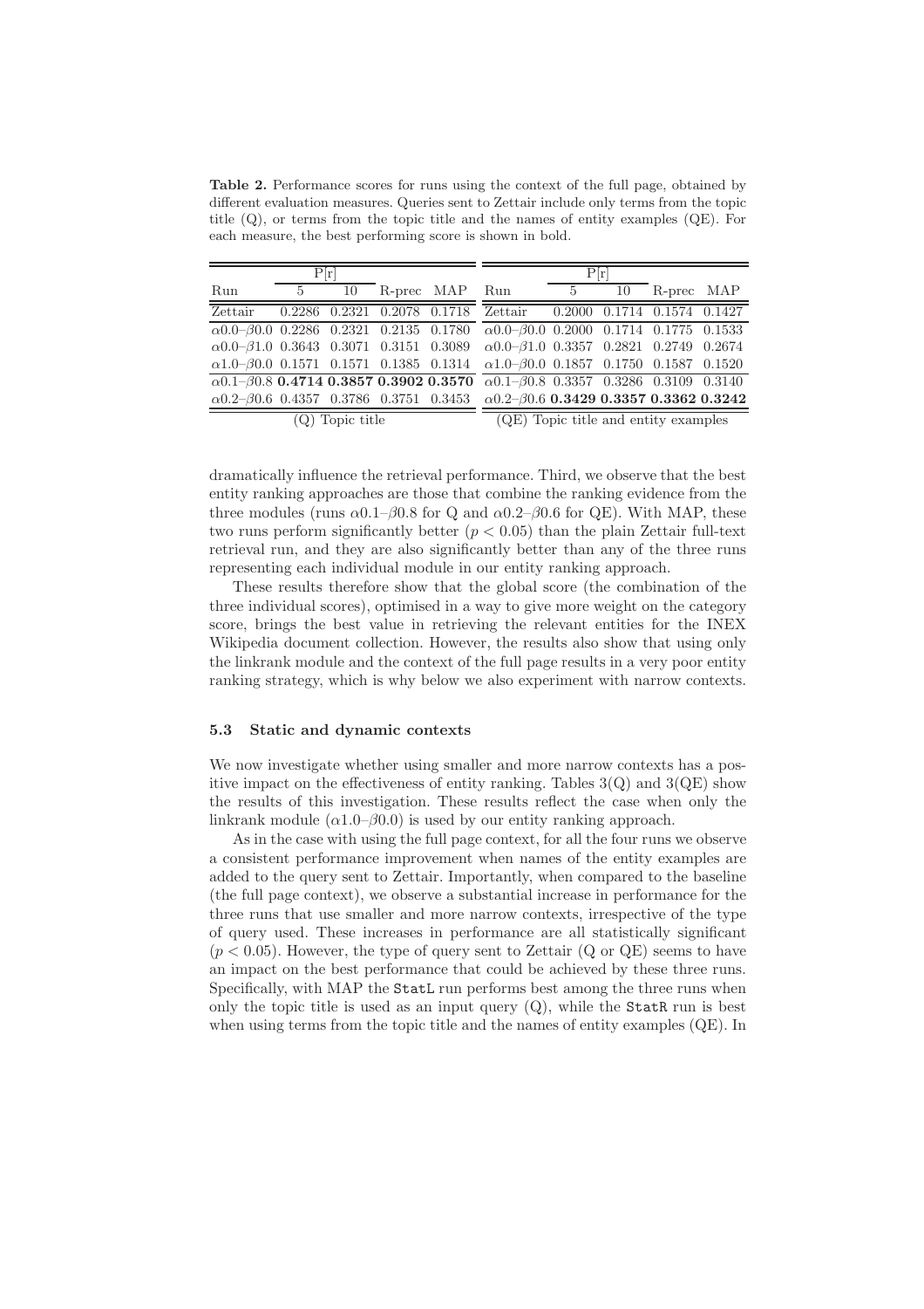**Table 2.** Performance scores for runs using the context of the full page, obtained by different evaluation measures. Queries sent to Zettair include only terms from the topic title (Q), or terms from the topic title and the names of entity examples (QE). For each measure, the best performing score is shown in bold.

| | P[r] | | | | | P[r] | | | |
|---|---|---|---|---|---|---|---|---|---|
| Run | 5 | 10 | R-prec | MAP | Run | 5 | 10 | R-prec | MAP |
| Zettair | 0.2286 | 0.2321 | 0.2078 | 0.1718 | Zettair | 0.2000 | 0.1714 | 0.1574 | 0.1427 |
| $\alpha$0.0–$\beta$0.0 | 0.2286 | 0.2321 | 0.2135 | 0.1780 | $\alpha$0.0–$\beta$0.0 | 0.2000 | 0.1714 | 0.1775 | 0.1533 |
| $\alpha$0.0–$\beta$1.0 | 0.3643 | 0.3071 | 0.3151 | 0.3089 | $\alpha$0.0–$\beta$1.0 | 0.3357 | 0.2821 | 0.2749 | 0.2674 |
| $\alpha$1.0–$\beta$0.0 | 0.1571 | 0.1571 | 0.1385 | 0.1314 | $\alpha$1.0–$\beta$0.0 | 0.1857 | 0.1750 | 0.1587 | 0.1520 |
| $\alpha$0.1–$\beta$0.8 | **0.4714** | **0.3857** | **0.3902** | **0.3570** | $\alpha$0.1–$\beta$0.8 | 0.3357 | 0.3286 | 0.3109 | 0.3140 |
| $\alpha$0.2–$\beta$0.6 | 0.4357 | 0.3786 | 0.3751 | 0.3453 | $\alpha$0.2–$\beta$0.6 | **0.3429** | **0.3357** | **0.3362** | **0.3242** |
| (Q) Topic title | | | | | (QE) Topic title and entity examples | | | | |

dramatically influence the retrieval performance. Third, we observe that the best entity ranking approaches are those that combine the ranking evidence from the three modules (runs $\alpha$0.1–$\beta$0.8 for Q and $\alpha$0.2–$\beta$0.6 for QE). With MAP, these two runs perform significantly better ($p < 0.05$) than the plain Zettair full-text retrieval run, and they are also significantly better than any of the three runs representing each individual module in our entity ranking approach.

These results therefore show that the global score (the combination of the three individual scores), optimised in a way to give more weight on the category score, brings the best value in retrieving the relevant entities for the INEX Wikipedia document collection. However, the results also show that using only the linkrank module and the context of the full page results in a very poor entity ranking strategy, which is why below we also experiment with narrow contexts.

### 5.3 Static and dynamic contexts

We now investigate whether using smaller and more narrow contexts has a positive impact on the effectiveness of entity ranking. Tables 3(Q) and 3(QE) show the results of this investigation. These results reflect the case when only the linkrank module ($\alpha$1.0–$\beta$0.0) is used by our entity ranking approach.

As in the case with using the full page context, for all the four runs we observe a consistent performance improvement when names of the entity examples are added to the query sent to Zettair. Importantly, when compared to the baseline (the full page context), we observe a substantial increase in performance for the three runs that use smaller and more narrow contexts, irrespective of the type of query used. These increases in performance are all statistically significant ($p < 0.05$). However, the type of query sent to Zettair (Q or QE) seems to have an impact on the best performance that could be achieved by these three runs. Specifically, with MAP the `StatL` run performs best among the three runs when only the topic title is used as an input query (Q), while the `StatR` run is best when using terms from the topic title and the names of entity examples (QE). In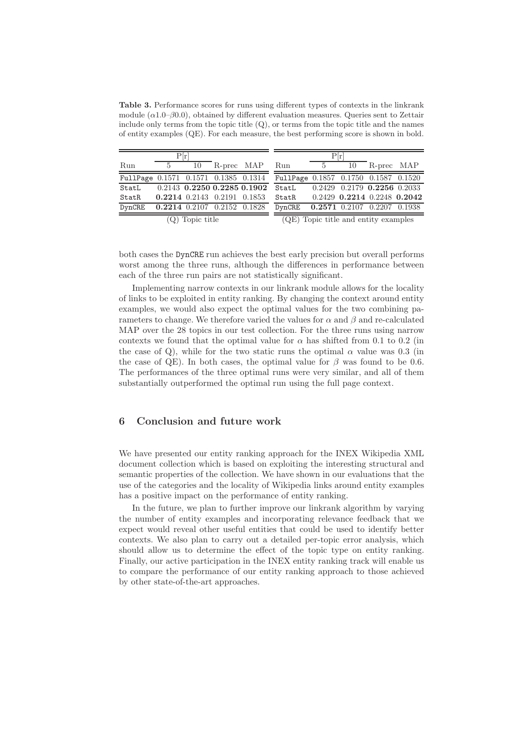**Table 3.** Performance scores for runs using different types of contexts in the linkrank module ($\alpha$1.0–$\beta$0.0), obtained by different evaluation measures. Queries sent to Zettair include only terms from the topic title (Q), or terms from the topic title and the names of entity examples (QE). For each measure, the best performing score is shown in bold.

(Q) Topic title

| Run | P[r] 5 | P[r] 10 | R-prec | MAP |
|---|---|---|---|---|
| `FullPage` | 0.1571 | 0.1571 | 0.1385 | 0.1314 |
| `StatL` | 0.2143 | **0.2250** | **0.2285** | **0.1902** |
| `StatR` | **0.2214** | 0.2143 | 0.2191 | 0.1853 |
| `DynCRE` | **0.2214** | 0.2107 | 0.2152 | 0.1828 |

(QE) Topic title and entity examples

| Run | P[r] 5 | P[r] 10 | R-prec | MAP |
|---|---|---|---|---|
| `FullPage` | 0.1857 | 0.1750 | 0.1587 | 0.1520 |
| `StatL` | 0.2429 | 0.2179 | **0.2256** | 0.2033 |
| `StatR` | 0.2429 | **0.2214** | 0.2248 | **0.2042** |
| `DynCRE` | **0.2571** | 0.2107 | 0.2207 | 0.1938 |

both cases the `DynCRE` run achieves the best early precision but overall performs worst among the three runs, although the differences in performance between each of the three run pairs are not statistically significant.

Implementing narrow contexts in our linkrank module allows for the locality of links to be exploited in entity ranking. By changing the context around entity examples, we would also expect the optimal values for the two combining parameters to change. We therefore varied the values for $\alpha$ and $\beta$ and re-calculated MAP over the 28 topics in our test collection. For the three runs using narrow contexts we found that the optimal value for $\alpha$ has shifted from 0.1 to 0.2 (in the case of Q), while for the two static runs the optimal $\alpha$ value was 0.3 (in the case of QE). In both cases, the optimal value for $\beta$ was found to be 0.6. The performances of the three optimal runs were very similar, and all of them substantially outperformed the optimal run using the full page context.

## 6 Conclusion and future work

We have presented our entity ranking approach for the INEX Wikipedia XML document collection which is based on exploiting the interesting structural and semantic properties of the collection. We have shown in our evaluations that the use of the categories and the locality of Wikipedia links around entity examples has a positive impact on the performance of entity ranking.

In the future, we plan to further improve our linkrank algorithm by varying the number of entity examples and incorporating relevance feedback that we expect would reveal other useful entities that could be used to identify better contexts. We also plan to carry out a detailed per-topic error analysis, which should allow us to determine the effect of the topic type on entity ranking. Finally, our active participation in the INEX entity ranking track will enable us to compare the performance of our entity ranking approach to those achieved by other state-of-the-art approaches.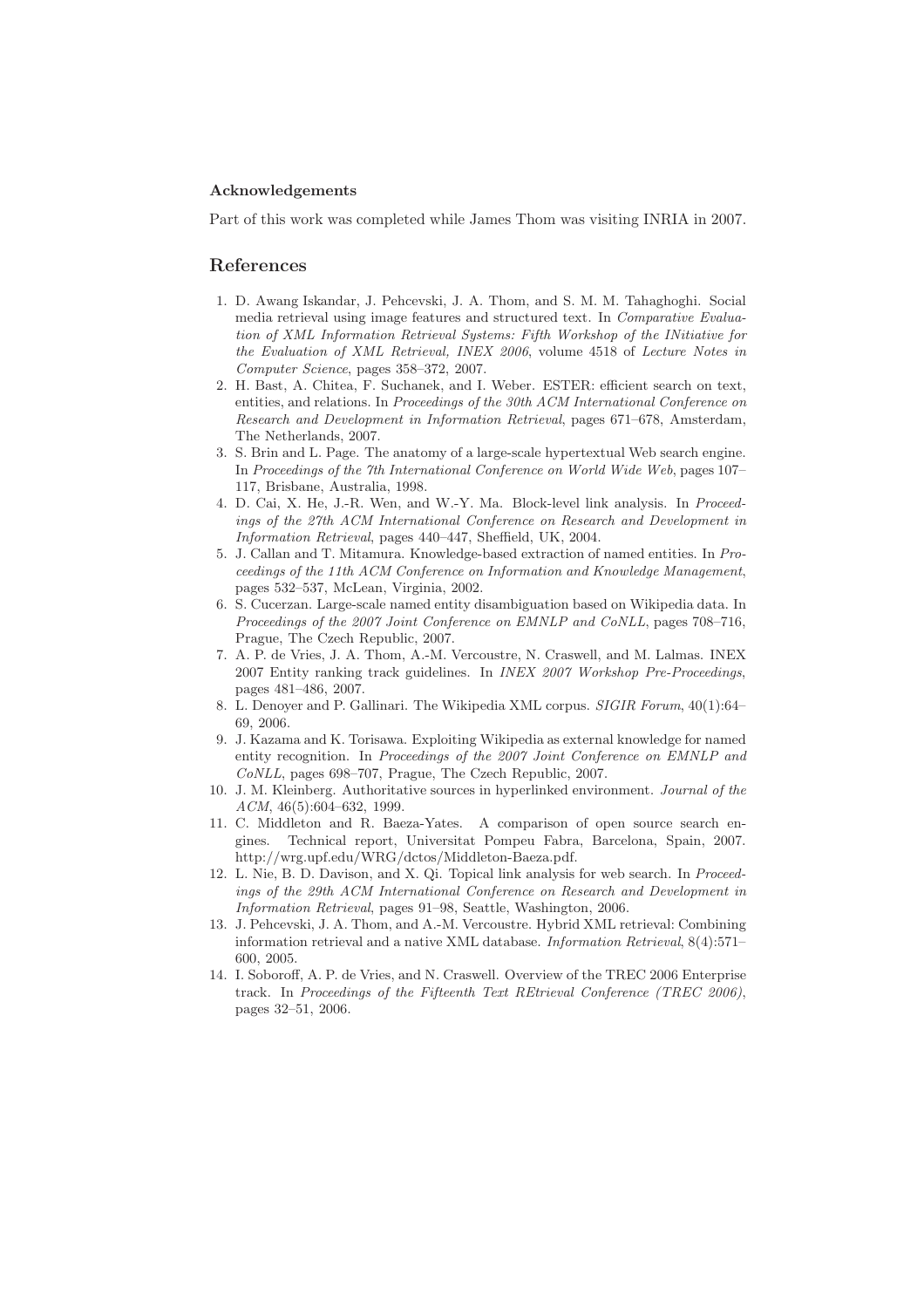### Acknowledgements

Part of this work was completed while James Thom was visiting INRIA in 2007.

## References

1. D. Awang Iskandar, J. Pehcevski, J. A. Thom, and S. M. M. Tahaghoghi. Social media retrieval using image features and structured text. In *Comparative Evaluation of XML Information Retrieval Systems: Fifth Workshop of the INitiative for the Evaluation of XML Retrieval, INEX 2006*, volume 4518 of *Lecture Notes in Computer Science*, pages 358–372, 2007.
2. H. Bast, A. Chitea, F. Suchanek, and I. Weber. ESTER: efficient search on text, entities, and relations. In *Proceedings of the 30th ACM International Conference on Research and Development in Information Retrieval*, pages 671–678, Amsterdam, The Netherlands, 2007.
3. S. Brin and L. Page. The anatomy of a large-scale hypertextual Web search engine. In *Proceedings of the 7th International Conference on World Wide Web*, pages 107–117, Brisbane, Australia, 1998.
4. D. Cai, X. He, J.-R. Wen, and W.-Y. Ma. Block-level link analysis. In *Proceedings of the 27th ACM International Conference on Research and Development in Information Retrieval*, pages 440–447, Sheffield, UK, 2004.
5. J. Callan and T. Mitamura. Knowledge-based extraction of named entities. In *Proceedings of the 11th ACM Conference on Information and Knowledge Management*, pages 532–537, McLean, Virginia, 2002.
6. S. Cucerzan. Large-scale named entity disambiguation based on Wikipedia data. In *Proceedings of the 2007 Joint Conference on EMNLP and CoNLL*, pages 708–716, Prague, The Czech Republic, 2007.
7. A. P. de Vries, J. A. Thom, A.-M. Vercoustre, N. Craswell, and M. Lalmas. INEX 2007 Entity ranking track guidelines. In *INEX 2007 Workshop Pre-Proceedings*, pages 481–486, 2007.
8. L. Denoyer and P. Gallinari. The Wikipedia XML corpus. *SIGIR Forum*, 40(1):64–69, 2006.
9. J. Kazama and K. Torisawa. Exploiting Wikipedia as external knowledge for named entity recognition. In *Proceedings of the 2007 Joint Conference on EMNLP and CoNLL*, pages 698–707, Prague, The Czech Republic, 2007.
10. J. M. Kleinberg. Authoritative sources in hyperlinked environment. *Journal of the ACM*, 46(5):604–632, 1999.
11. C. Middleton and R. Baeza-Yates. A comparison of open source search engines. Technical report, Universitat Pompeu Fabra, Barcelona, Spain, 2007. http://wrg.upf.edu/WRG/dctos/Middleton-Baeza.pdf.
12. L. Nie, B. D. Davison, and X. Qi. Topical link analysis for web search. In *Proceedings of the 29th ACM International Conference on Research and Development in Information Retrieval*, pages 91–98, Seattle, Washington, 2006.
13. J. Pehcevski, J. A. Thom, and A.-M. Vercoustre. Hybrid XML retrieval: Combining information retrieval and a native XML database. *Information Retrieval*, 8(4):571–600, 2005.
14. I. Soboroff, A. P. de Vries, and N. Craswell. Overview of the TREC 2006 Enterprise track. In *Proceedings of the Fifteenth Text REtrieval Conference (TREC 2006)*, pages 32–51, 2006.